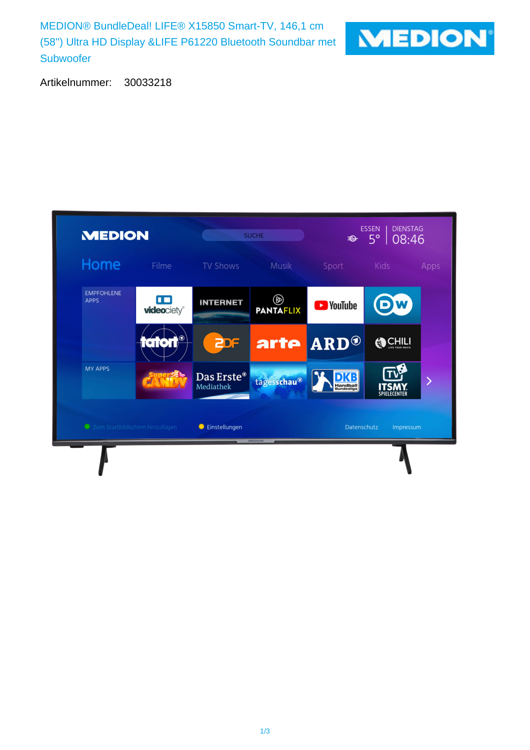# MEDION® BundleDeal! LIFE® X15850 Smart-TV, 146,1 cm (58") Ultra HD Display &LIFE P61220 Bluetooth Soundbar met Subwoofer

Artikelnummer: 30033218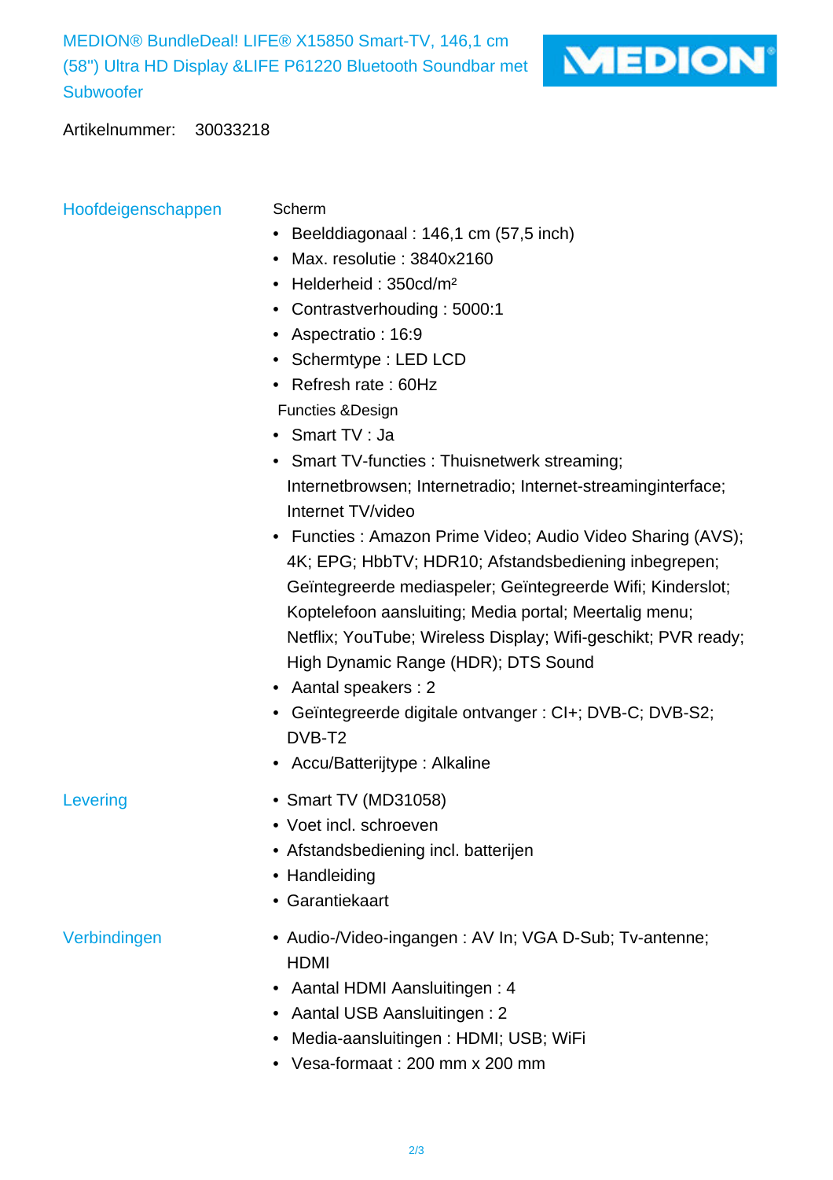# MEDION® BundleDeal! LIFE® X15850 Smart-TV, 146,1 cm (58") Ultra HD Display &LIFE P61220 Bluetooth Soundbar met Subwoofer

MEDION®

Artikelnummer: 30033218

## Hoofdeigenschappen

Scherm

- Beelddiagonaal : 146,1 cm (57,5 inch)
- Max. resolutie : 3840x2160
- Helderheid : 350cd/m²
- Contrastverhouding : 5000:1
- Aspectratio : 16:9
- Schermtype : LED LCD
- Refresh rate : 60Hz

Functies &Design

- Smart TV : Ja
- Smart TV-functies : Thuisnetwerk streaming; Internetbrowsen; Internetradio; Internet-streaminginterface; Internet TV/video
- Functies : Amazon Prime Video; Audio Video Sharing (AVS); 4K; EPG; HbbTV; HDR10; Afstandsbediening inbegrepen; Geïntegreerde mediaspeler; Geïntegreerde Wifi; Kinderslot; Koptelefoon aansluiting; Media portal; Meertalig menu; Netflix; YouTube; Wireless Display; Wifi-geschikt; PVR ready; High Dynamic Range (HDR); DTS Sound
- Aantal speakers : 2
- Geïntegreerde digitale ontvanger : CI+; DVB-C; DVB-S2; DVB-T2
- Accu/Batterijtype : Alkaline

## Levering

- Smart TV (MD31058)
- Voet incl. schroeven
- Afstandsbediening incl. batterijen
- Handleiding
- Garantiekaart

## Verbindingen

- Audio-/Video-ingangen : AV In; VGA D-Sub; Tv-antenne; HDMI
- Aantal HDMI Aansluitingen : 4
- Aantal USB Aansluitingen : 2
- Media-aansluitingen : HDMI; USB; WiFi
- Vesa-formaat : 200 mm x 200 mm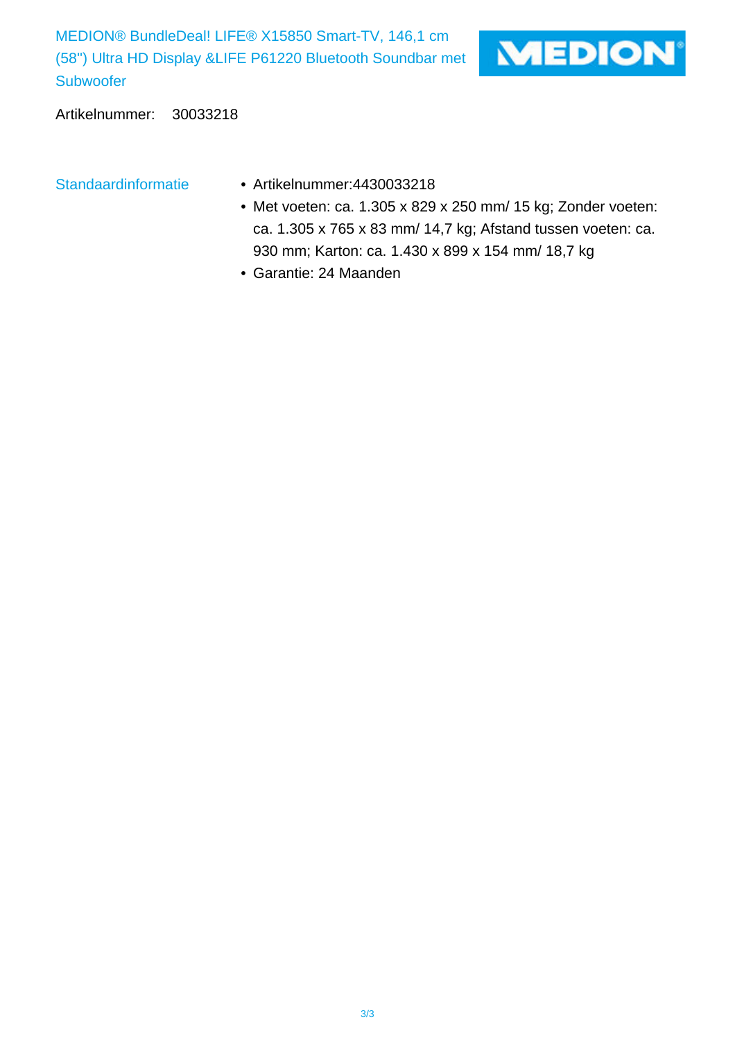MEDION® BundleDeal! LIFE® X15850 Smart-TV, 146,1 cm (58") Ultra HD Display &LIFE P61220 Bluetooth Soundbar met Subwoofer

Artikelnummer: 30033218

**Standaardinformatie**

- Artikelnummer:4430033218
- Met voeten: ca. 1.305 x 829 x 250 mm/ 15 kg; Zonder voeten: ca. 1.305 x 765 x 83 mm/ 14,7 kg; Afstand tussen voeten: ca. 930 mm; Karton: ca. 1.430 x 899 x 154 mm/ 18,7 kg
- Garantie: 24 Maanden